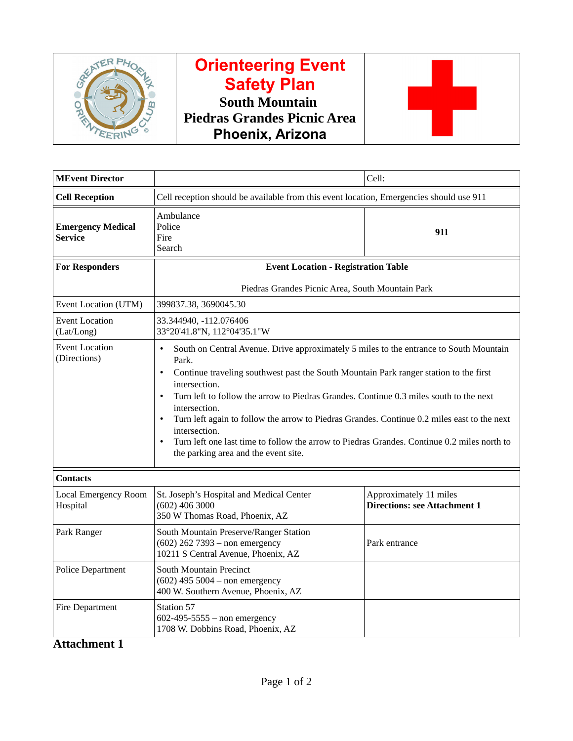# Orienteering Event Safety Plan

## South Mountain
## Piedras Grandes Picnic Area
## Phoenix, Arizona

| | | |
|---|---|---|
| **MEvent Director** | | Cell: |
| **Cell Reception** | Cell reception should be available from this event location, Emergencies should use 911 | |
| **Emergency Medical Service** | Ambulance<br>Police<br>Fire<br>Search | **911** |
| **For Responders** | **Event Location - Registration Table**<br><br>Piedras Grandes Picnic Area, South Mountain Park | |
| Event Location (UTM) | 399837.38, 3690045.30 | |
| Event Location (Lat/Long) | 33.344940, -112.076406<br>33°20'41.8"N, 112°04'35.1"W | |
| Event Location (Directions) | • South on Central Avenue. Drive approximately 5 miles to the entrance to South Mountain Park.<br>• Continue traveling southwest past the South Mountain Park ranger station to the first intersection.<br>• Turn left to follow the arrow to Piedras Grandes. Continue 0.3 miles south to the next intersection.<br>• Turn left again to follow the arrow to Piedras Grandes. Continue 0.2 miles east to the next intersection.<br>• Turn left one last time to follow the arrow to Piedras Grandes. Continue 0.2 miles north to the parking area and the event site. | |
| **Contacts** | | |
| Local Emergency Room Hospital | St. Joseph's Hospital and Medical Center<br>(602) 406 3000<br>350 W Thomas Road, Phoenix, AZ | Approximately 11 miles<br>**Directions: see Attachment 1** |
| Park Ranger | South Mountain Preserve/Ranger Station<br>(602) 262 7393 – non emergency<br>10211 S Central Avenue, Phoenix, AZ | Park entrance |
| Police Department | South Mountain Precinct<br>(602) 495 5004 – non emergency<br>400 W. Southern Avenue, Phoenix, AZ | |
| Fire Department | Station 57<br>602-495-5555 – non emergency<br>1708 W. Dobbins Road, Phoenix, AZ | |

## Attachment 1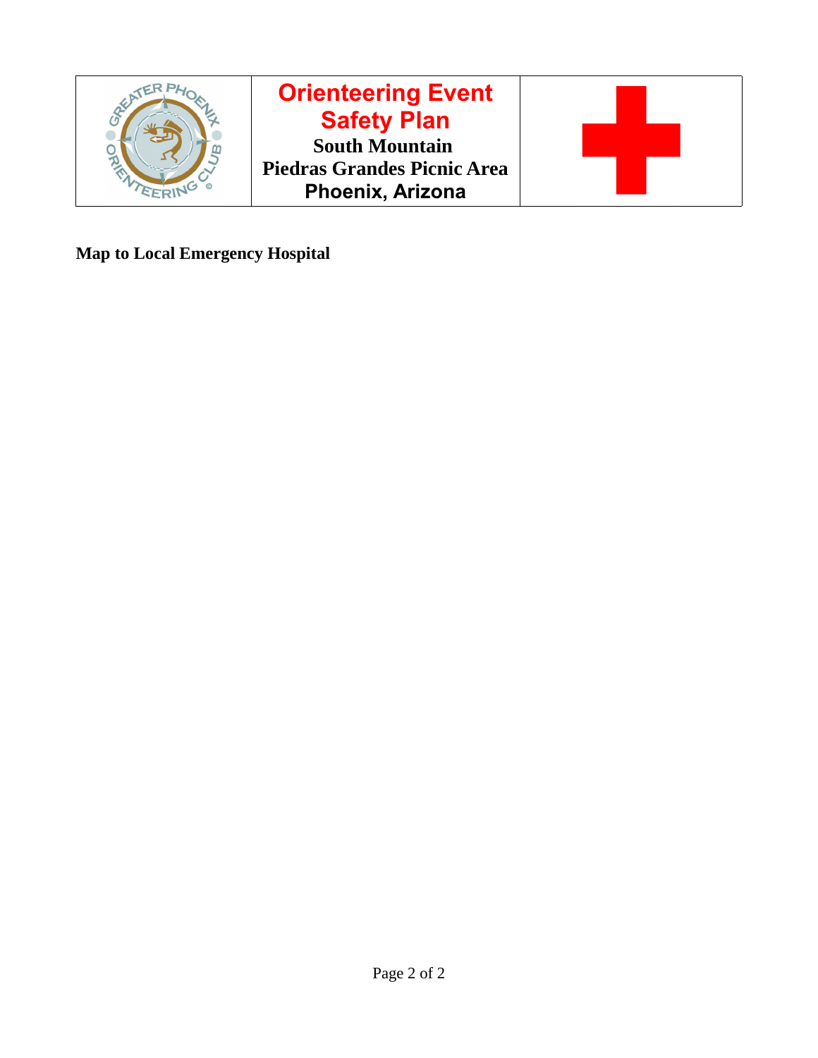| | Orienteering Event Safety Plan<br>South Mountain<br>Piedras Grandes Picnic Area<br>Phoenix, Arizona | |
|---|---|---|

**Map to Local Emergency Hospital**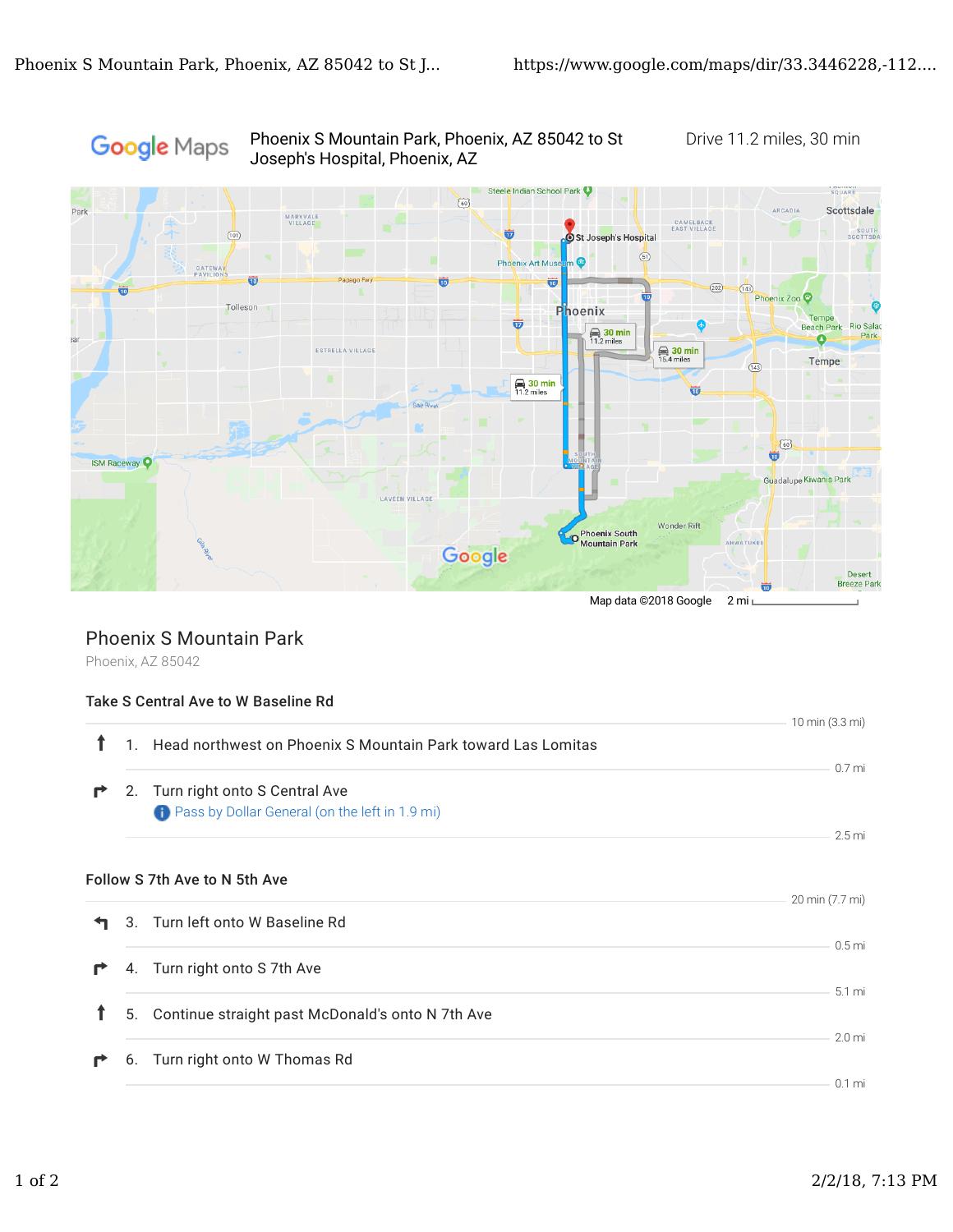Google Maps

Phoenix S Mountain Park, Phoenix, AZ 85042 to St Joseph's Hospital, Phoenix, AZ

Drive 11.2 miles, 30 min

Map data ©2018 Google 2 mi

## Phoenix S Mountain Park

Phoenix, AZ 85042

### Take S Central Ave to W Baseline Rd

10 min (3.3 mi)

1. Head northwest on Phoenix S Mountain Park toward Las Lomitas

0.7 mi

2. Turn right onto S Central Ave

   Pass by Dollar General (on the left in 1.9 mi)

2.5 mi

### Follow S 7th Ave to N 5th Ave

20 min (7.7 mi)

3. Turn left onto W Baseline Rd

0.5 mi

4. Turn right onto S 7th Ave

5.1 mi

5. Continue straight past McDonald's onto N 7th Ave

2.0 mi

6. Turn right onto W Thomas Rd

0.1 mi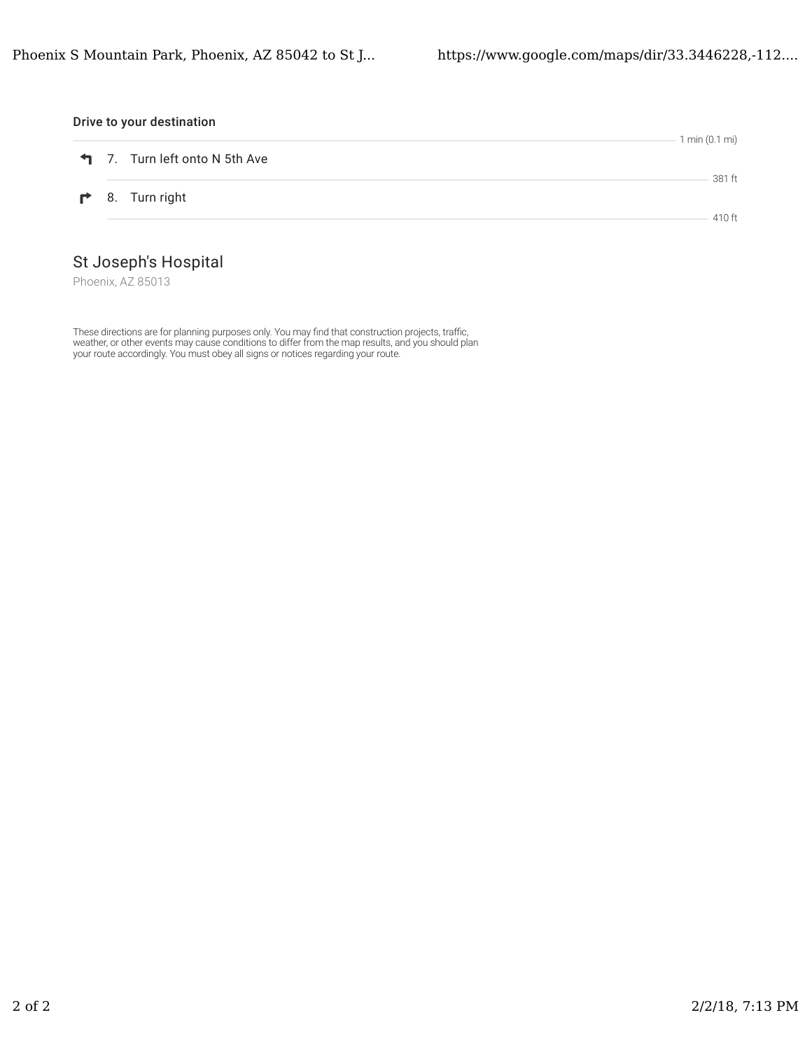### Drive to your destination

1 min (0.1 mi)

7. Turn left onto N 5th Ave

381 ft

8. Turn right

410 ft

## St Joseph's Hospital

Phoenix, AZ 85013

These directions are for planning purposes only. You may find that construction projects, traffic, weather, or other events may cause conditions to differ from the map results, and you should plan your route accordingly. You must obey all signs or notices regarding your route.